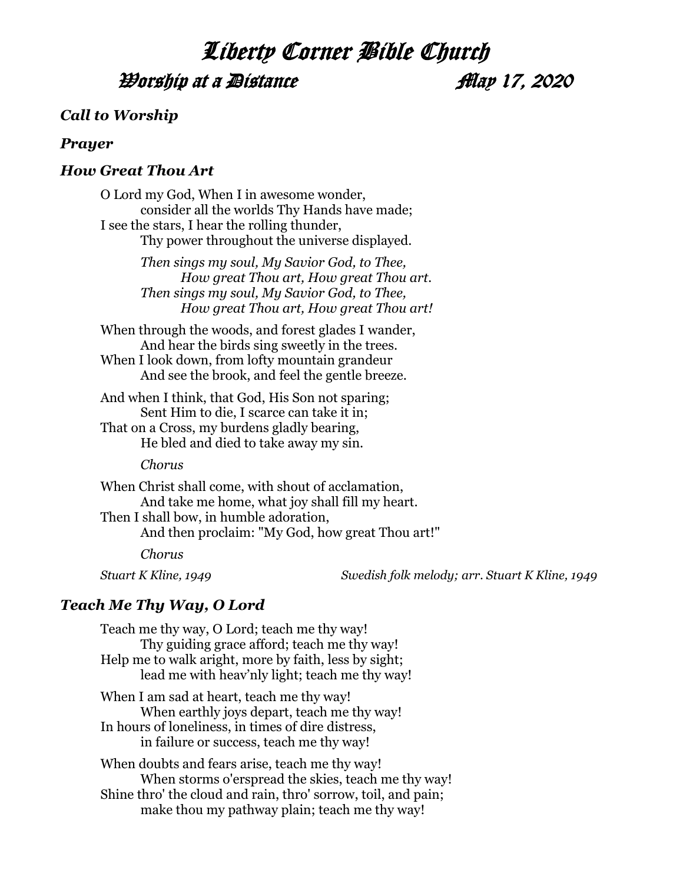# Liberty Corner Bible Church

## Worship at a Distance May 17, 2020

### *Call to Worship*

### *Prayer*

### *How Great Thou Art*

O Lord my God, When I in awesome wonder,
    consider all the worlds Thy Hands have made;
I see the stars, I hear the rolling thunder,
    Thy power throughout the universe displayed.

*Then sings my soul, My Savior God, to Thee,*
    *How great Thou art, How great Thou art.*
*Then sings my soul, My Savior God, to Thee,*
    *How great Thou art, How great Thou art!*

When through the woods, and forest glades I wander,
    And hear the birds sing sweetly in the trees.
When I look down, from lofty mountain grandeur
    And see the brook, and feel the gentle breeze.

And when I think, that God, His Son not sparing;
    Sent Him to die, I scarce can take it in;
That on a Cross, my burdens gladly bearing,
    He bled and died to take away my sin.

*Chorus*

When Christ shall come, with shout of acclamation,
    And take me home, what joy shall fill my heart.
Then I shall bow, in humble adoration,
    And then proclaim: "My God, how great Thou art!"

*Chorus*

*Stuart K Kline, 1949* *Swedish folk melody; arr. Stuart K Kline, 1949*

### *Teach Me Thy Way, O Lord*

Teach me thy way, O Lord; teach me thy way!
    Thy guiding grace afford; teach me thy way!
Help me to walk aright, more by faith, less by sight;
    lead me with heav'nly light; teach me thy way!

When I am sad at heart, teach me thy way!
    When earthly joys depart, teach me thy way!
In hours of loneliness, in times of dire distress,
    in failure or success, teach me thy way!

When doubts and fears arise, teach me thy way!
    When storms o'erspread the skies, teach me thy way!
Shine thro' the cloud and rain, thro' sorrow, toil, and pain;
    make thou my pathway plain; teach me thy way!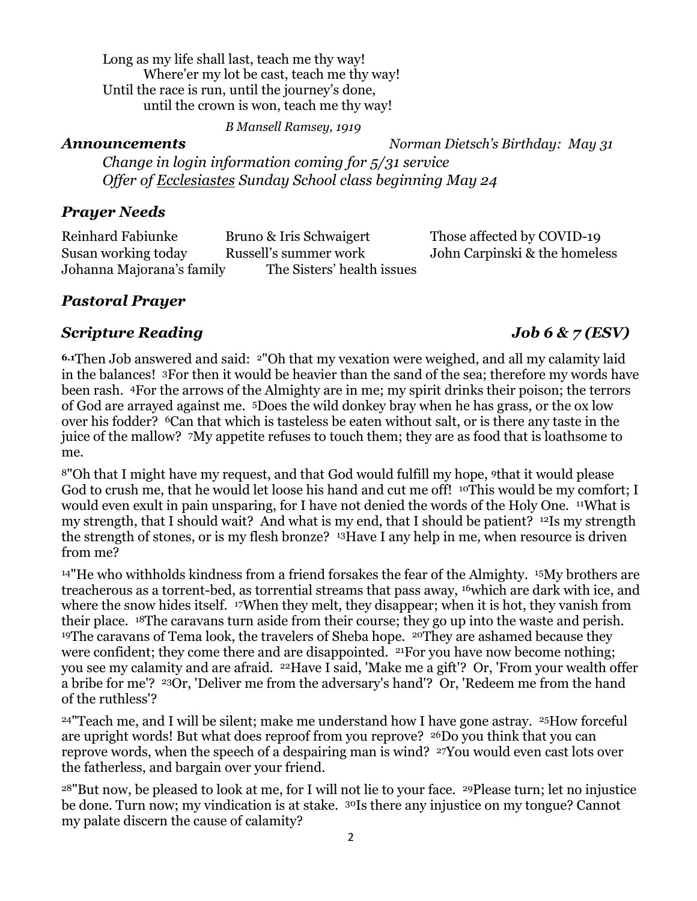Long as my life shall last, teach me thy way!
Where'er my lot be cast, teach me thy way!
Until the race is run, until the journey's done,
until the crown is won, teach me thy way!

*B Mansell Ramsey, 1919*

### *Announcements*

*Norman Dietsch's Birthday: May 31*

*Change in login information coming for 5/31 service*

*Offer of Ecclesiastes Sunday School class beginning May 24*

### *Prayer Needs*

| | | |
|---|---|---|
| Reinhard Fabiunke | Bruno & Iris Schwaigert | Those affected by COVID-19 |
| Susan working today | Russell's summer work | John Carpinski & the homeless |
| Johanna Majorana's family | The Sisters' health issues | |

### *Pastoral Prayer*

### *Scripture Reading* — *Job 6 & 7 (ESV)*

**6.1**Then Job answered and said: [2]"Oh that my vexation were weighed, and all my calamity laid in the balances! [3]For then it would be heavier than the sand of the sea; therefore my words have been rash. [4]For the arrows of the Almighty are in me; my spirit drinks their poison; the terrors of God are arrayed against me. [5]Does the wild donkey bray when he has grass, or the ox low over his fodder? [6]Can that which is tasteless be eaten without salt, or is there any taste in the juice of the mallow? [7]My appetite refuses to touch them; they are as food that is loathsome to me.

[8]"Oh that I might have my request, and that God would fulfill my hope, [9]that it would please God to crush me, that he would let loose his hand and cut me off! [10]This would be my comfort; I would even exult in pain unsparing, for I have not denied the words of the Holy One. [11]What is my strength, that I should wait? And what is my end, that I should be patient? [12]Is my strength the strength of stones, or is my flesh bronze? [13]Have I any help in me, when resource is driven from me?

[14]"He who withholds kindness from a friend forsakes the fear of the Almighty. [15]My brothers are treacherous as a torrent-bed, as torrential streams that pass away, [16]which are dark with ice, and where the snow hides itself. [17]When they melt, they disappear; when it is hot, they vanish from their place. [18]The caravans turn aside from their course; they go up into the waste and perish. [19]The caravans of Tema look, the travelers of Sheba hope. [20]They are ashamed because they were confident; they come there and are disappointed. [21]For you have now become nothing; you see my calamity and are afraid. [22]Have I said, 'Make me a gift'? Or, 'From your wealth offer a bribe for me'? [23]Or, 'Deliver me from the adversary's hand'? Or, 'Redeem me from the hand of the ruthless'?

[24]"Teach me, and I will be silent; make me understand how I have gone astray. [25]How forceful are upright words! But what does reproof from you reprove? [26]Do you think that you can reprove words, when the speech of a despairing man is wind? [27]You would even cast lots over the fatherless, and bargain over your friend.

[28]"But now, be pleased to look at me, for I will not lie to your face. [29]Please turn; let no injustice be done. Turn now; my vindication is at stake. [30]Is there any injustice on my tongue? Cannot my palate discern the cause of calamity?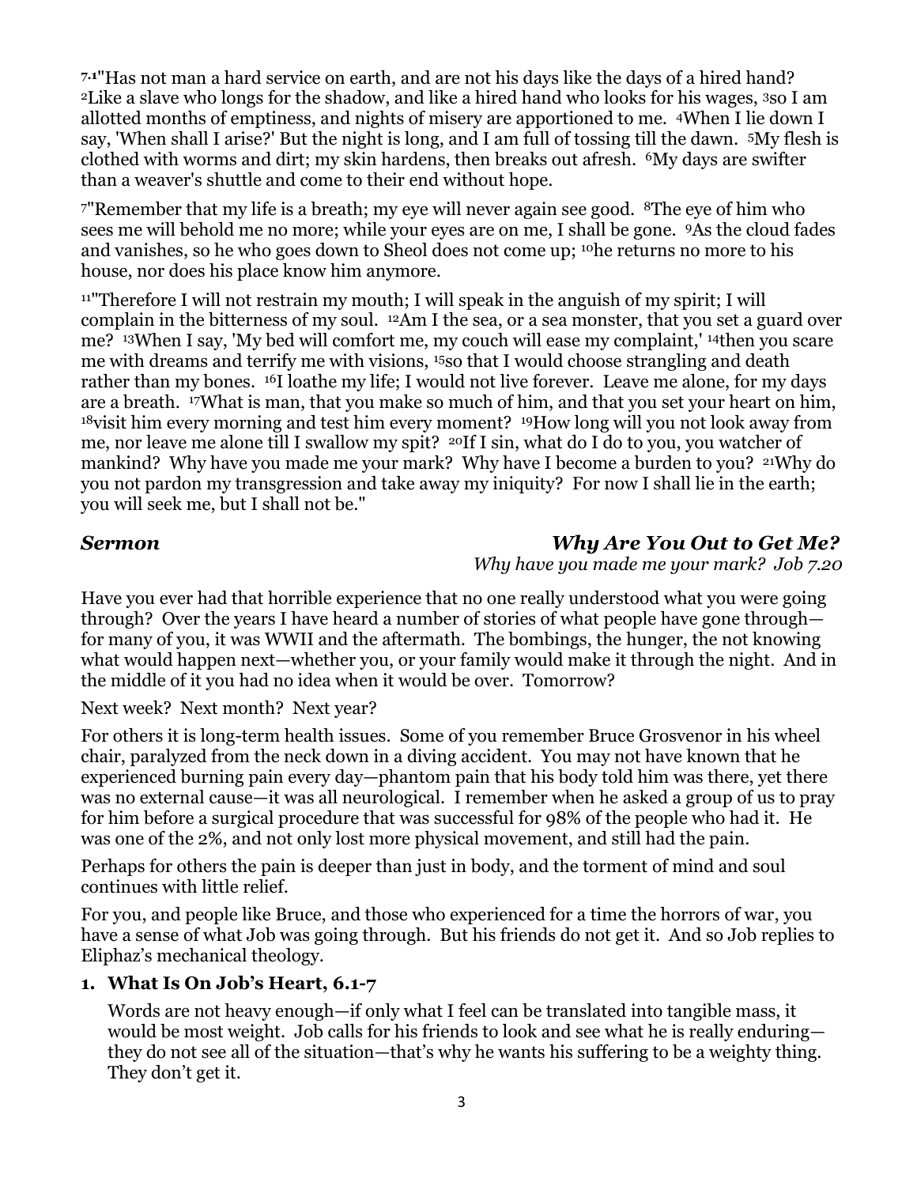7.1"Has not man a hard service on earth, and are not his days like the days of a hired hand? 2Like a slave who longs for the shadow, and like a hired hand who looks for his wages, 3so I am allotted months of emptiness, and nights of misery are apportioned to me. 4When I lie down I say, 'When shall I arise?' But the night is long, and I am full of tossing till the dawn. 5My flesh is clothed with worms and dirt; my skin hardens, then breaks out afresh. 6My days are swifter than a weaver's shuttle and come to their end without hope.

7"Remember that my life is a breath; my eye will never again see good. 8The eye of him who sees me will behold me no more; while your eyes are on me, I shall be gone. 9As the cloud fades and vanishes, so he who goes down to Sheol does not come up; 10he returns no more to his house, nor does his place know him anymore.

11"Therefore I will not restrain my mouth; I will speak in the anguish of my spirit; I will complain in the bitterness of my soul. 12Am I the sea, or a sea monster, that you set a guard over me? 13When I say, 'My bed will comfort me, my couch will ease my complaint,' 14then you scare me with dreams and terrify me with visions, 15so that I would choose strangling and death rather than my bones. 16I loathe my life; I would not live forever. Leave me alone, for my days are a breath. 17What is man, that you make so much of him, and that you set your heart on him, 18visit him every morning and test him every moment? 19How long will you not look away from me, nor leave me alone till I swallow my spit? 20If I sin, what do I do to you, you watcher of mankind? Why have you made me your mark? Why have I become a burden to you? 21Why do you not pardon my transgression and take away my iniquity? For now I shall lie in the earth; you will seek me, but I shall not be."

***Sermon*** — ***Why Are You Out to Get Me?***

*Why have you made me your mark? Job 7.20*

Have you ever had that horrible experience that no one really understood what you were going through? Over the years I have heard a number of stories of what people have gone through—for many of you, it was WWII and the aftermath. The bombings, the hunger, the not knowing what would happen next—whether you, or your family would make it through the night. And in the middle of it you had no idea when it would be over. Tomorrow?

Next week? Next month? Next year?

For others it is long-term health issues. Some of you remember Bruce Grosvenor in his wheel chair, paralyzed from the neck down in a diving accident. You may not have known that he experienced burning pain every day—phantom pain that his body told him was there, yet there was no external cause—it was all neurological. I remember when he asked a group of us to pray for him before a surgical procedure that was successful for 98% of the people who had it. He was one of the 2%, and not only lost more physical movement, and still had the pain.

Perhaps for others the pain is deeper than just in body, and the torment of mind and soul continues with little relief.

For you, and people like Bruce, and those who experienced for a time the horrors of war, you have a sense of what Job was going through. But his friends do not get it. And so Job replies to Eliphaz's mechanical theology.

1. **What Is On Job's Heart, 6.1-7**

   Words are not heavy enough—if only what I feel can be translated into tangible mass, it would be most weight. Job calls for his friends to look and see what he is really enduring—they do not see all of the situation—that's why he wants his suffering to be a weighty thing. They don't get it.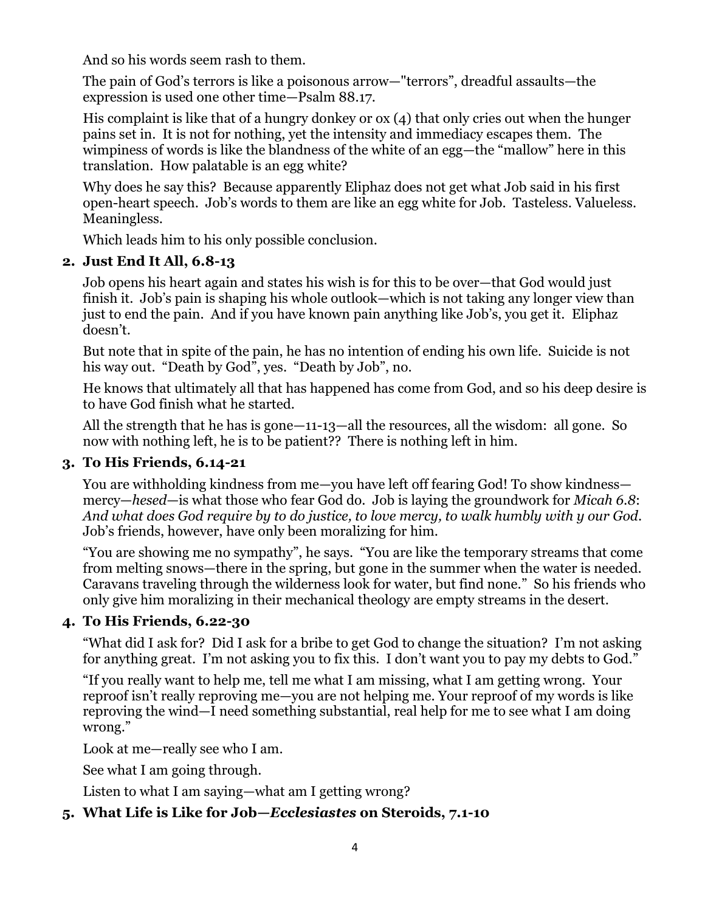And so his words seem rash to them.

The pain of God's terrors is like a poisonous arrow—"terrors", dreadful assaults—the expression is used one other time—Psalm 88.17.

His complaint is like that of a hungry donkey or ox (4) that only cries out when the hunger pains set in. It is not for nothing, yet the intensity and immediacy escapes them. The wimpiness of words is like the blandness of the white of an egg—the "mallow" here in this translation. How palatable is an egg white?

Why does he say this? Because apparently Eliphaz does not get what Job said in his first open-heart speech. Job's words to them are like an egg white for Job. Tasteless. Valueless. Meaningless.

Which leads him to his only possible conclusion.

**2. Just End It All, 6.8-13**

Job opens his heart again and states his wish is for this to be over—that God would just finish it. Job's pain is shaping his whole outlook—which is not taking any longer view than just to end the pain. And if you have known pain anything like Job's, you get it. Eliphaz doesn't.

But note that in spite of the pain, he has no intention of ending his own life. Suicide is not his way out. "Death by God", yes. "Death by Job", no.

He knows that ultimately all that has happened has come from God, and so his deep desire is to have God finish what he started.

All the strength that he has is gone—11-13—all the resources, all the wisdom: all gone. So now with nothing left, he is to be patient?? There is nothing left in him.

**3. To His Friends, 6.14-21**

You are withholding kindness from me—you have left off fearing God! To show kindness—mercy—*hesed*—is what those who fear God do. Job is laying the groundwork for *Micah 6.8*: *And what does God require by to do justice, to love mercy, to walk humbly with y our God.* Job's friends, however, have only been moralizing for him.

"You are showing me no sympathy", he says. "You are like the temporary streams that come from melting snows—there in the spring, but gone in the summer when the water is needed. Caravans traveling through the wilderness look for water, but find none." So his friends who only give him moralizing in their mechanical theology are empty streams in the desert.

**4. To His Friends, 6.22-30**

"What did I ask for? Did I ask for a bribe to get God to change the situation? I'm not asking for anything great. I'm not asking you to fix this. I don't want you to pay my debts to God."

"If you really want to help me, tell me what I am missing, what I am getting wrong. Your reproof isn't really reproving me—you are not helping me. Your reproof of my words is like reproving the wind—I need something substantial, real help for me to see what I am doing wrong."

Look at me—really see who I am.

See what I am going through.

Listen to what I am saying—what am I getting wrong?

**5. What Life is Like for Job—*Ecclesiastes* on Steroids, 7.1-10**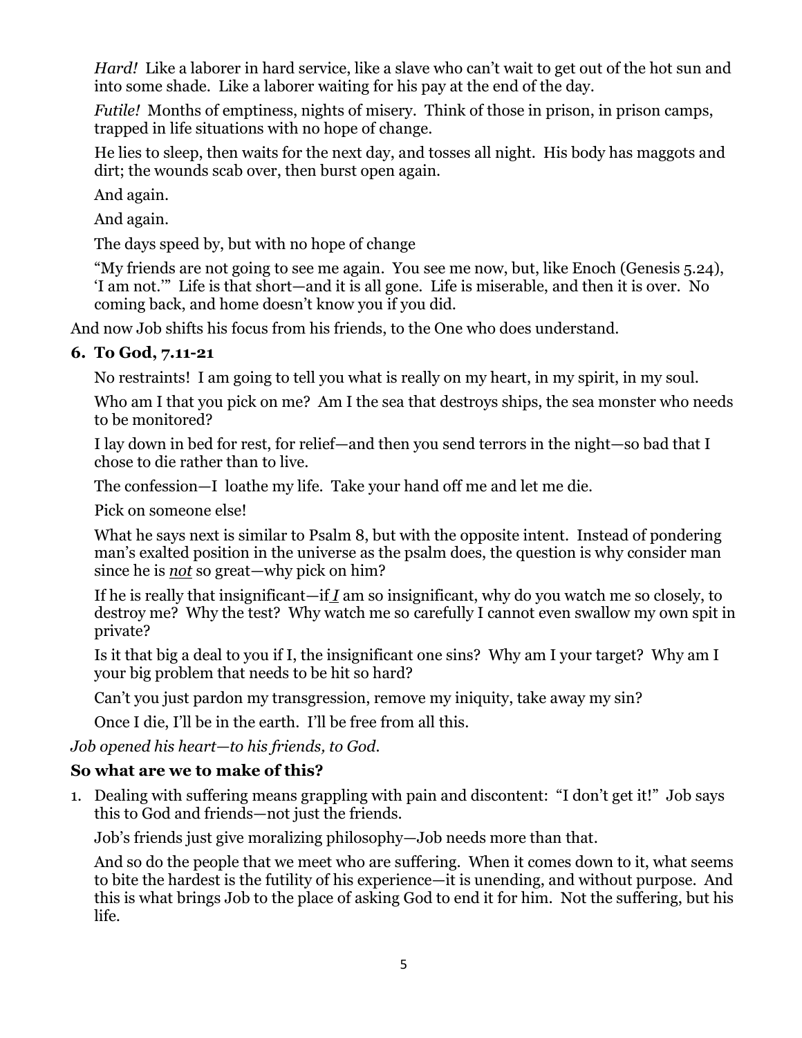*Hard!* Like a laborer in hard service, like a slave who can't wait to get out of the hot sun and into some shade. Like a laborer waiting for his pay at the end of the day.

*Futile!* Months of emptiness, nights of misery. Think of those in prison, in prison camps, trapped in life situations with no hope of change.

He lies to sleep, then waits for the next day, and tosses all night. His body has maggots and dirt; the wounds scab over, then burst open again.

And again.

And again.

The days speed by, but with no hope of change

"My friends are not going to see me again. You see me now, but, like Enoch (Genesis 5.24), 'I am not.'" Life is that short—and it is all gone. Life is miserable, and then it is over. No coming back, and home doesn't know you if you did.

And now Job shifts his focus from his friends, to the One who does understand.

### 6. To God, 7.11-21

No restraints! I am going to tell you what is really on my heart, in my spirit, in my soul.

Who am I that you pick on me? Am I the sea that destroys ships, the sea monster who needs to be monitored?

I lay down in bed for rest, for relief—and then you send terrors in the night—so bad that I chose to die rather than to live.

The confession—I loathe my life. Take your hand off me and let me die.

Pick on someone else!

What he says next is similar to Psalm 8, but with the opposite intent. Instead of pondering man's exalted position in the universe as the psalm does, the question is why consider man since he is ***not*** so great—why pick on him?

If he is really that insignificant—if ***I*** am so insignificant, why do you watch me so closely, to destroy me? Why the test? Why watch me so carefully I cannot even swallow my own spit in private?

Is it that big a deal to you if I, the insignificant one sins? Why am I your target? Why am I your big problem that needs to be hit so hard?

Can't you just pardon my transgression, remove my iniquity, take away my sin?

Once I die, I'll be in the earth. I'll be free from all this.

*Job opened his heart—to his friends, to God.*

### So what are we to make of this?

1. Dealing with suffering means grappling with pain and discontent: "I don't get it!" Job says this to God and friends—not just the friends.

   Job's friends just give moralizing philosophy—Job needs more than that.

   And so do the people that we meet who are suffering. When it comes down to it, what seems to bite the hardest is the futility of his experience—it is unending, and without purpose. And this is what brings Job to the place of asking God to end it for him. Not the suffering, but his life.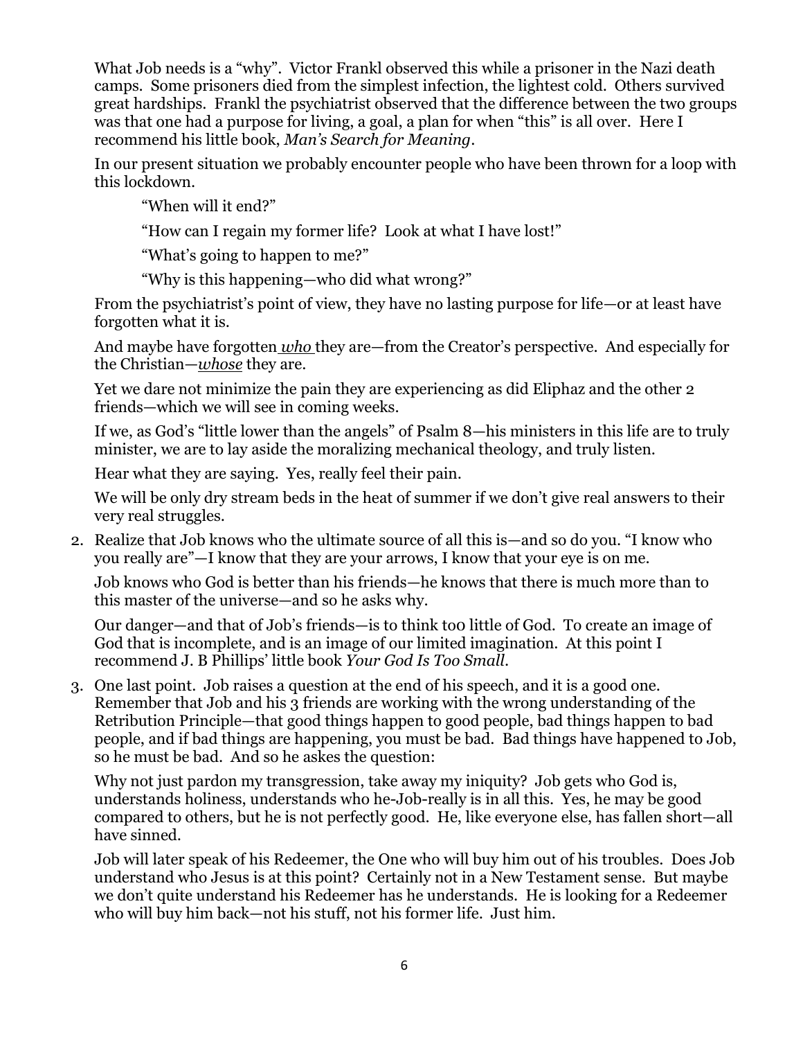What Job needs is a "why". Victor Frankl observed this while a prisoner in the Nazi death camps. Some prisoners died from the simplest infection, the lightest cold. Others survived great hardships. Frankl the psychiatrist observed that the difference between the two groups was that one had a purpose for living, a goal, a plan for when "this" is all over. Here I recommend his little book, *Man's Search for Meaning*.

In our present situation we probably encounter people who have been thrown for a loop with this lockdown.

> "When will it end?"
>
> "How can I regain my former life? Look at what I have lost!"
>
> "What's going to happen to me?"
>
> "Why is this happening—who did what wrong?"

From the psychiatrist's point of view, they have no lasting purpose for life—or at least have forgotten what it is.

And maybe have forgotten ***who*** they are—from the Creator's perspective. And especially for the Christian—***whose*** they are.

Yet we dare not minimize the pain they are experiencing as did Eliphaz and the other 2 friends—which we will see in coming weeks.

If we, as God's "little lower than the angels" of Psalm 8—his ministers in this life are to truly minister, we are to lay aside the moralizing mechanical theology, and truly listen.

Hear what they are saying. Yes, really feel their pain.

We will be only dry stream beds in the heat of summer if we don't give real answers to their very real struggles.

2. Realize that Job knows who the ultimate source of all this is—and so do you. "I know who you really are"—I know that they are your arrows, I know that your eye is on me.

   Job knows who God is better than his friends—he knows that there is much more than to this master of the universe—and so he asks why.

   Our danger—and that of Job's friends—is to think too little of God. To create an image of God that is incomplete, and is an image of our limited imagination. At this point I recommend J. B Phillips' little book *Your God Is Too Small*.

3. One last point. Job raises a question at the end of his speech, and it is a good one. Remember that Job and his 3 friends are working with the wrong understanding of the Retribution Principle—that good things happen to good people, bad things happen to bad people, and if bad things are happening, you must be bad. Bad things have happened to Job, so he must be bad. And so he askes the question:

   Why not just pardon my transgression, take away my iniquity? Job gets who God is, understands holiness, understands who he-Job-really is in all this. Yes, he may be good compared to others, but he is not perfectly good. He, like everyone else, has fallen short—all have sinned.

   Job will later speak of his Redeemer, the One who will buy him out of his troubles. Does Job understand who Jesus is at this point? Certainly not in a New Testament sense. But maybe we don't quite understand his Redeemer has he understands. He is looking for a Redeemer who will buy him back—not his stuff, not his former life. Just him.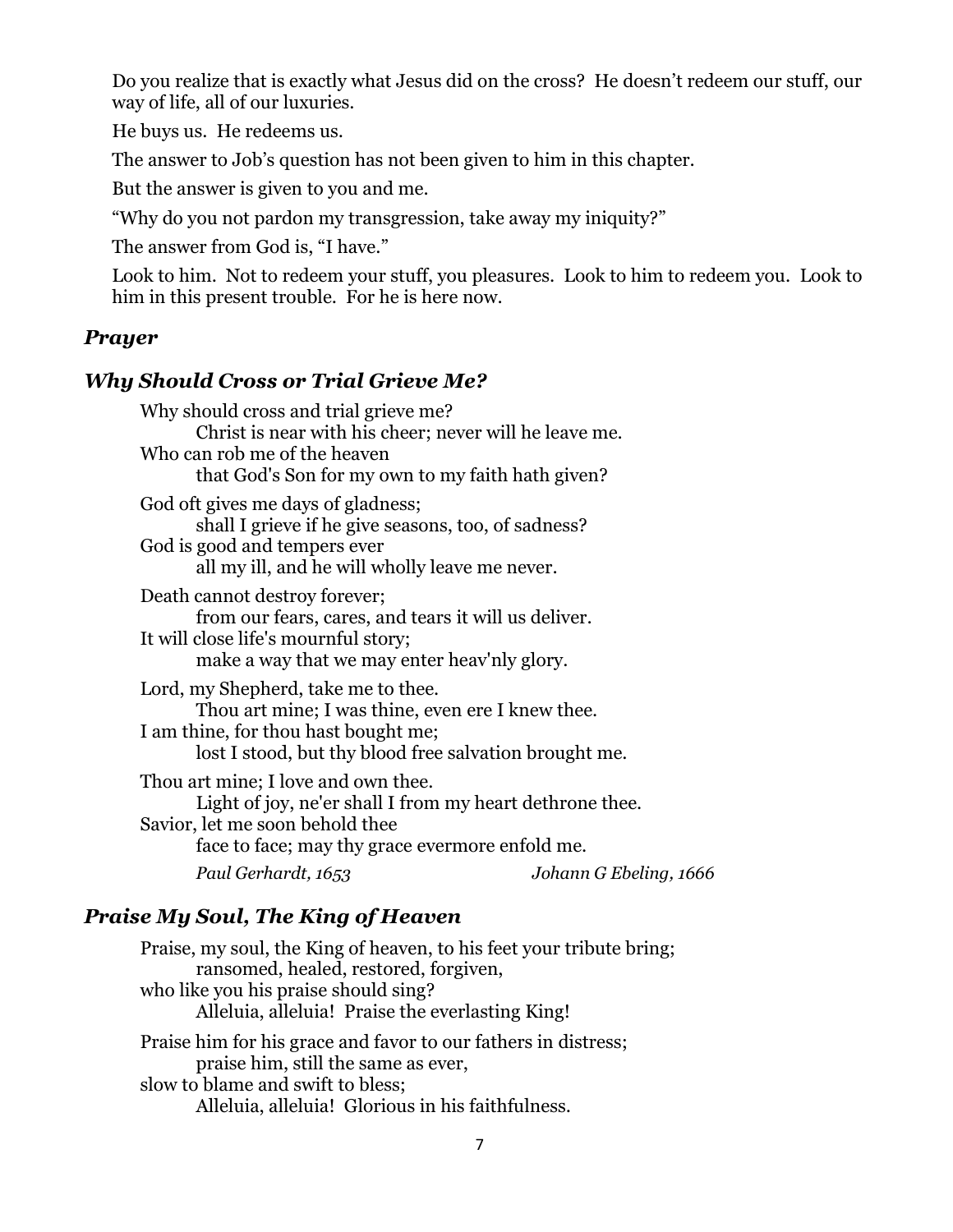Do you realize that is exactly what Jesus did on the cross? He doesn't redeem our stuff, our way of life, all of our luxuries.

He buys us. He redeems us.

The answer to Job's question has not been given to him in this chapter.

But the answer is given to you and me.

"Why do you not pardon my transgression, take away my iniquity?"

The answer from God is, "I have."

Look to him. Not to redeem your stuff, you pleasures. Look to him to redeem you. Look to him in this present trouble. For he is here now.

### *Prayer*

### *Why Should Cross or Trial Grieve Me?*

Why should cross and trial grieve me?  
    Christ is near with his cheer; never will he leave me.  
Who can rob me of the heaven  
    that God's Son for my own to my faith hath given?

God oft gives me days of gladness;  
    shall I grieve if he give seasons, too, of sadness?  
God is good and tempers ever  
    all my ill, and he will wholly leave me never.

Death cannot destroy forever;  
    from our fears, cares, and tears it will us deliver.  
It will close life's mournful story;  
    make a way that we may enter heav'nly glory.

Lord, my Shepherd, take me to thee.  
    Thou art mine; I was thine, even ere I knew thee.  
I am thine, for thou hast bought me;  
    lost I stood, but thy blood free salvation brought me.

Thou art mine; I love and own thee.  
    Light of joy, ne'er shall I from my heart dethrone thee.  
Savior, let me soon behold thee  
    face to face; may thy grace evermore enfold me.

*Paul Gerhardt, 1653*    *Johann G Ebeling, 1666*

### *Praise My Soul, The King of Heaven*

Praise, my soul, the King of heaven, to his feet your tribute bring;  
    ransomed, healed, restored, forgiven,  
who like you his praise should sing?  
    Alleluia, alleluia! Praise the everlasting King!

Praise him for his grace and favor to our fathers in distress;  
    praise him, still the same as ever,  
slow to blame and swift to bless;  
    Alleluia, alleluia! Glorious in his faithfulness.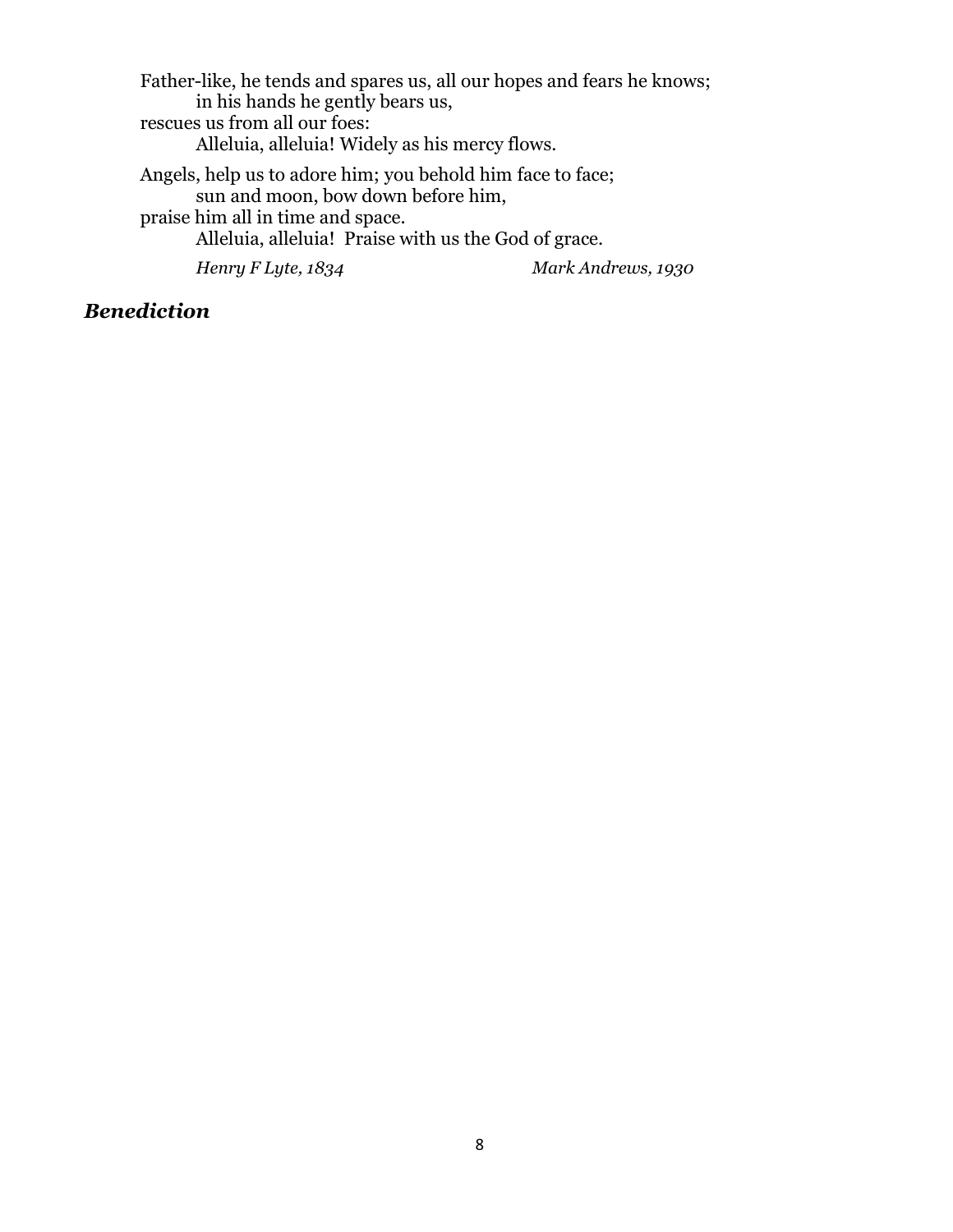Father-like, he tends and spares us, all our hopes and fears he knows;
   in his hands he gently bears us,
rescues us from all our foes:
   Alleluia, alleluia! Widely as his mercy flows.

Angels, help us to adore him; you behold him face to face;
   sun and moon, bow down before him,
praise him all in time and space.
   Alleluia, alleluia!  Praise with us the God of grace.

*Henry F Lyte, 1834*   *Mark Andrews, 1930*

## ***Benediction***